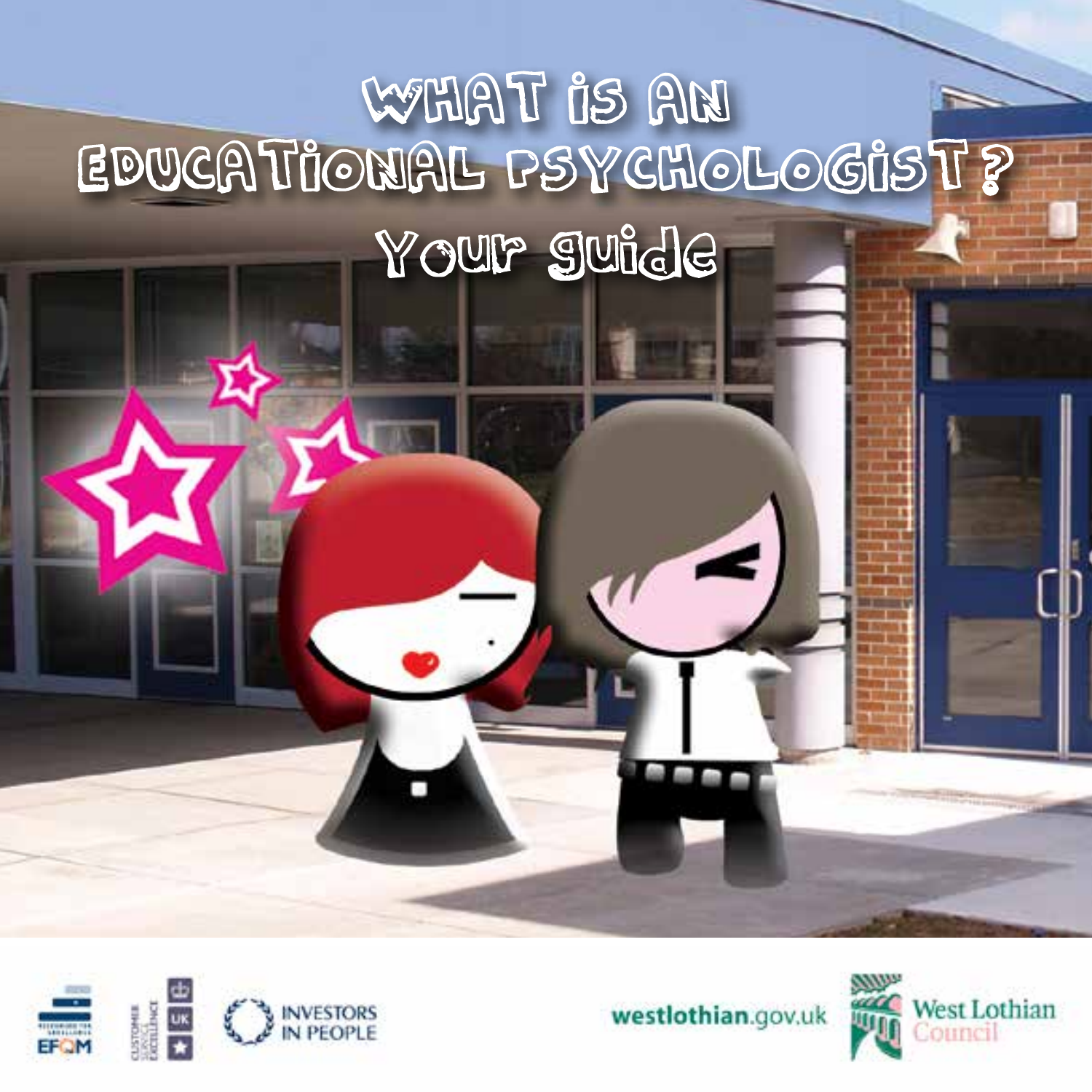# What is an Educational Psychologist?

## Your guide

INVESTORS IN PEOPLE

westlothian.gov.uk

West Lothian Council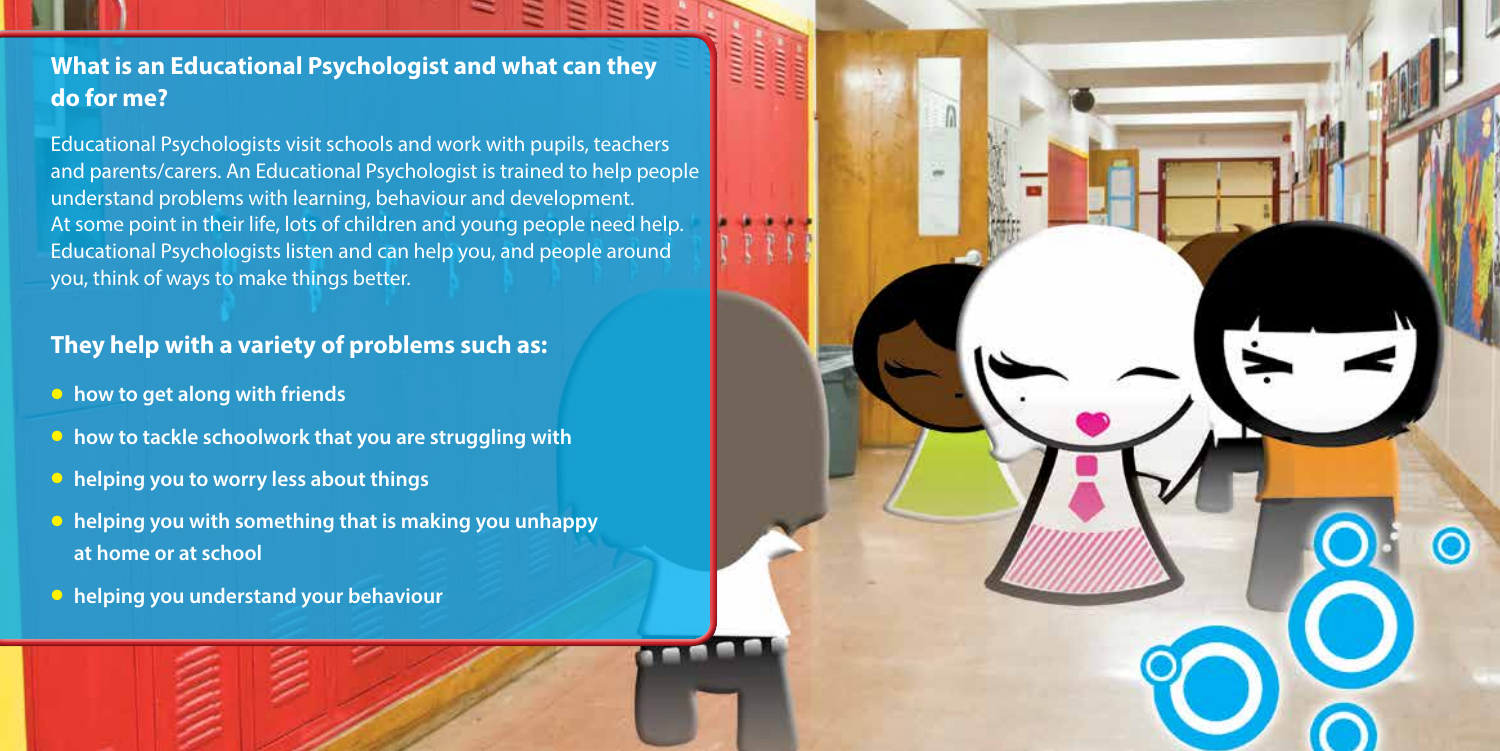## What is an Educational Psychologist and what can they do for me?

Educational Psychologists visit schools and work with pupils, teachers and parents/carers. An Educational Psychologist is trained to help people understand problems with learning, behaviour and development. At some point in their life, lots of children and young people need help. Educational Psychologists listen and can help you, and people around you, think of ways to make things better.

## They help with a variety of problems such as:

- **how to get along with friends**
- **how to tackle schoolwork that you are struggling with**
- **helping you to worry less about things**
- **helping you with something that is making you unhappy at home or at school**
- **helping you understand your behaviour**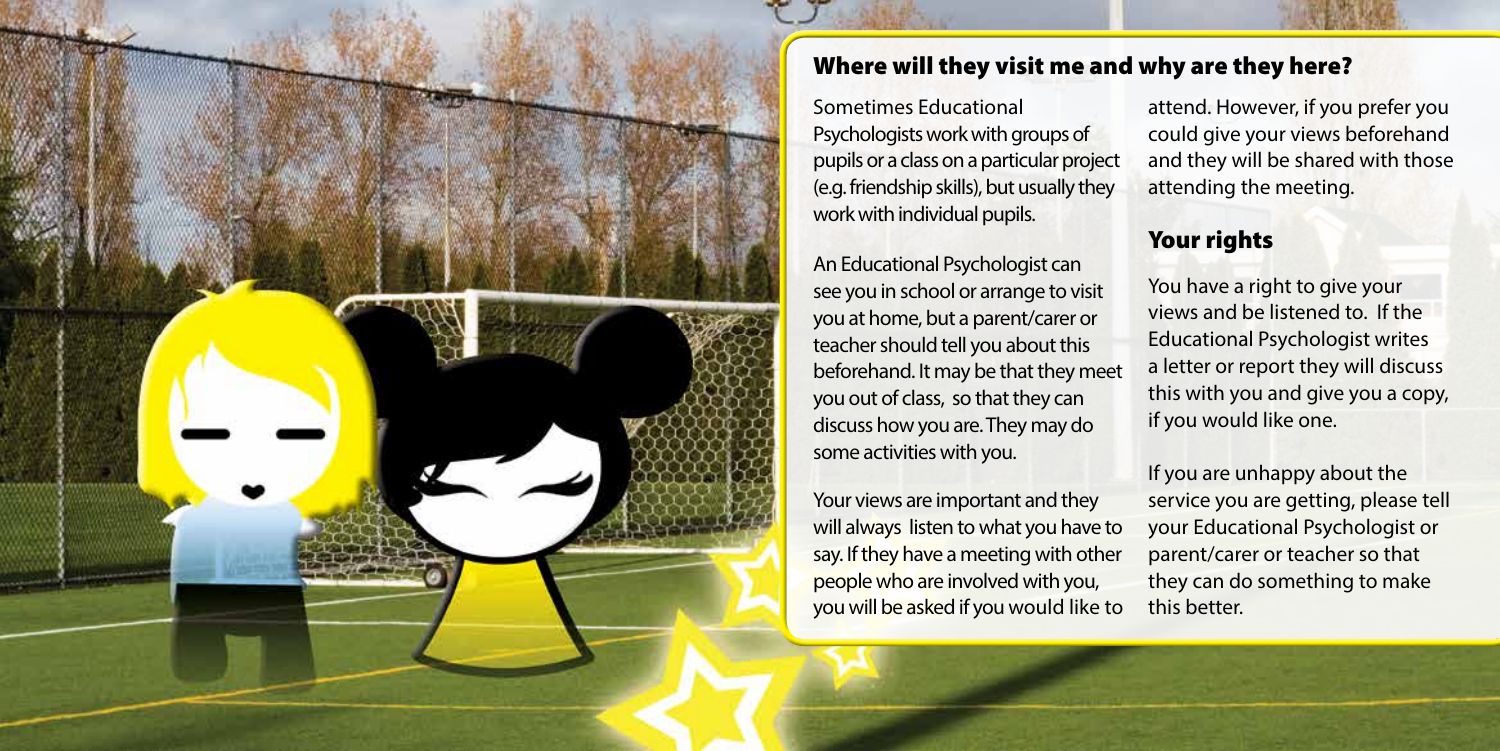## Where will they visit me and why are they here?

Sometimes Educational Psychologists work with groups of pupils or a class on a particular project (e.g. friendship skills), but usually they work with individual pupils.

An Educational Psychologist can see you in school or arrange to visit you at home, but a parent/carer or teacher should tell you about this beforehand. It may be that they meet you out of class, so that they can discuss how you are. They may do some activities with you.

Your views are important and they will always listen to what you have to say. If they have a meeting with other people who are involved with you, you will be asked if you would like to attend. However, if you prefer you could give your views beforehand and they will be shared with those attending the meeting.

## Your rights

You have a right to give your views and be listened to. If the Educational Psychologist writes a letter or report they will discuss this with you and give you a copy, if you would like one.

If you are unhappy about the service you are getting, please tell your Educational Psychologist or parent/carer or teacher so that they can do something to make this better.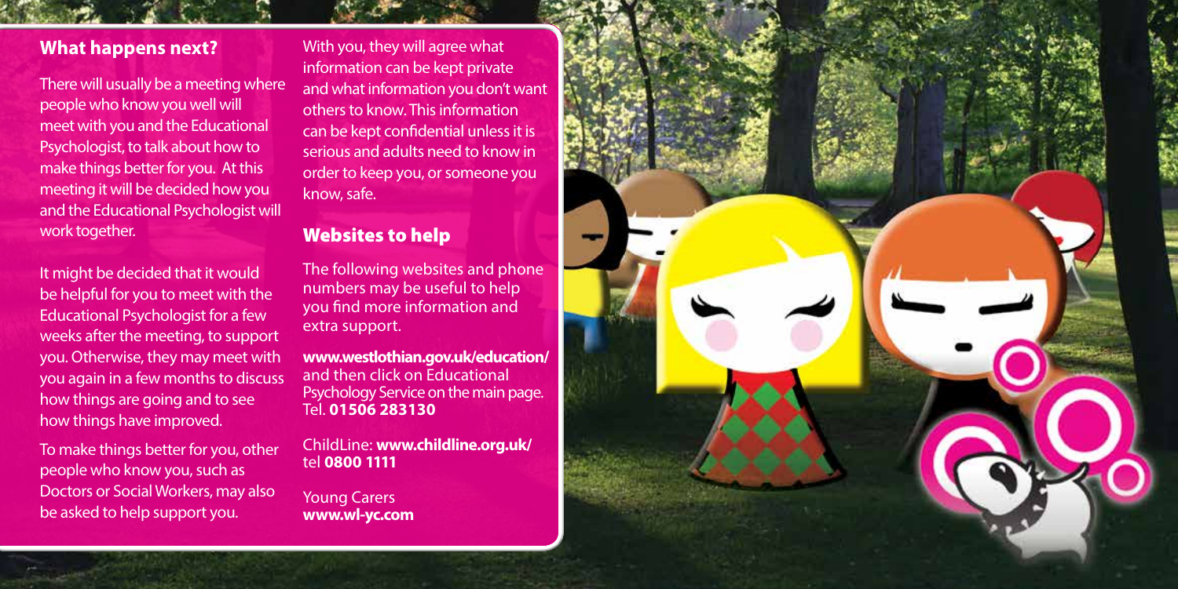## What happens next?

There will usually be a meeting where people who know you well will meet with you and the Educational Psychologist, to talk about how to make things better for you. At this meeting it will be decided how you and the Educational Psychologist will work together.

It might be decided that it would be helpful for you to meet with the Educational Psychologist for a few weeks after the meeting, to support you. Otherwise, they may meet with you again in a few months to discuss how things are going and to see how things have improved.

To make things better for you, other people who know you, such as Doctors or Social Workers, may also be asked to help support you.

With you, they will agree what information can be kept private and what information you don't want others to know. This information can be kept confidential unless it is serious and adults need to know in order to keep you, or someone you know, safe.

## Websites to help

The following websites and phone numbers may be useful to help you find more information and extra support.

**www.westlothian.gov.uk/education/** and then click on Educational Psychology Service on the main page. Tel. **01506 283130**

ChildLine: **www.childline.org.uk/** tel **0800 1111**

Young Carers
**www.wl-yc.com**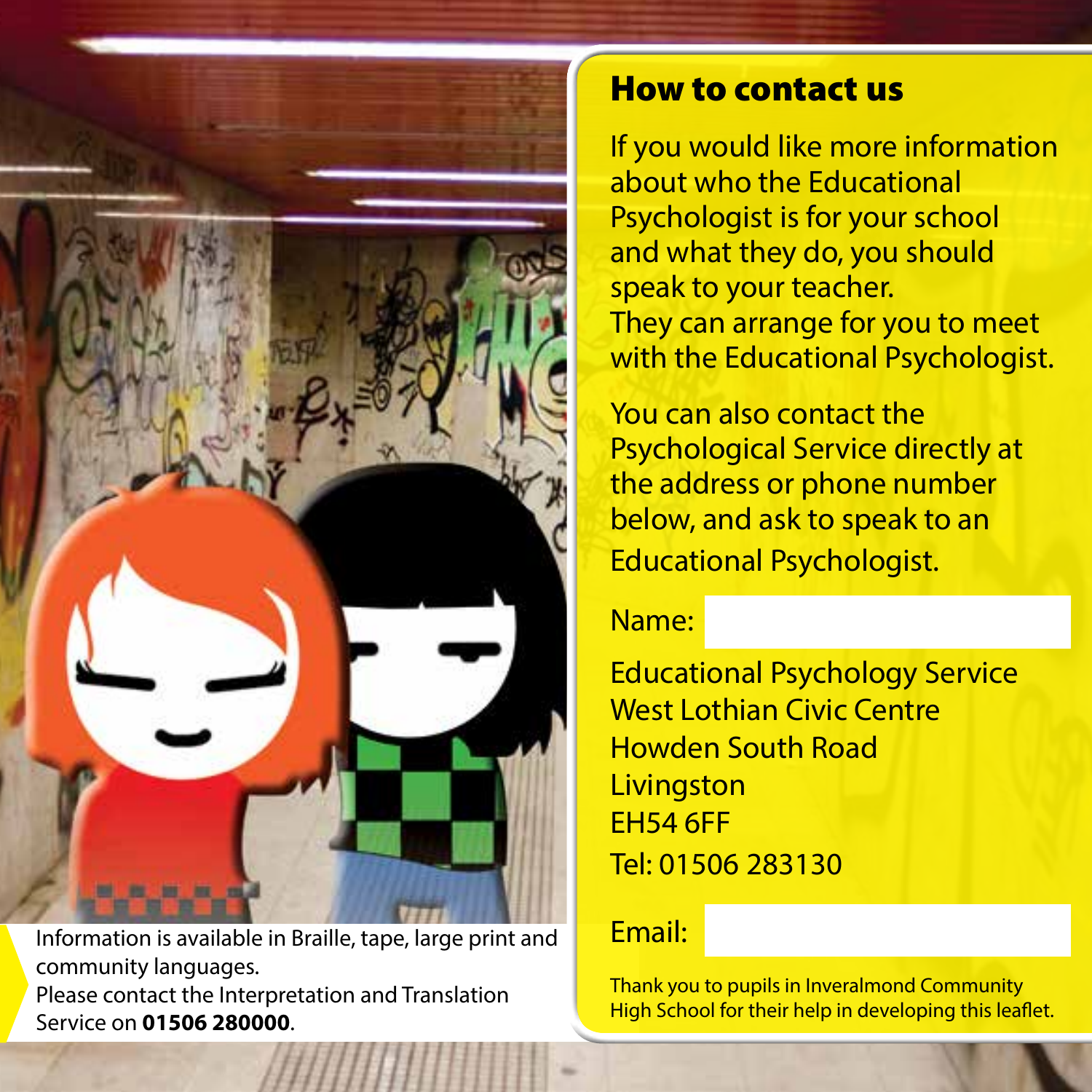## How to contact us

If you would like more information about who the Educational Psychologist is for your school and what they do, you should speak to your teacher. They can arrange for you to meet with the Educational Psychologist.

You can also contact the Psychological Service directly at the address or phone number below, and ask to speak to an Educational Psychologist.

Name:

Educational Psychology Service
West Lothian Civic Centre
Howden South Road
Livingston
EH54 6FF
Tel: 01506 283130

Email:

Thank you to pupils in Inveralmond Community High School for their help in developing this leaflet.

Information is available in Braille, tape, large print and community languages.
Please contact the Interpretation and Translation Service on **01506 280000**.